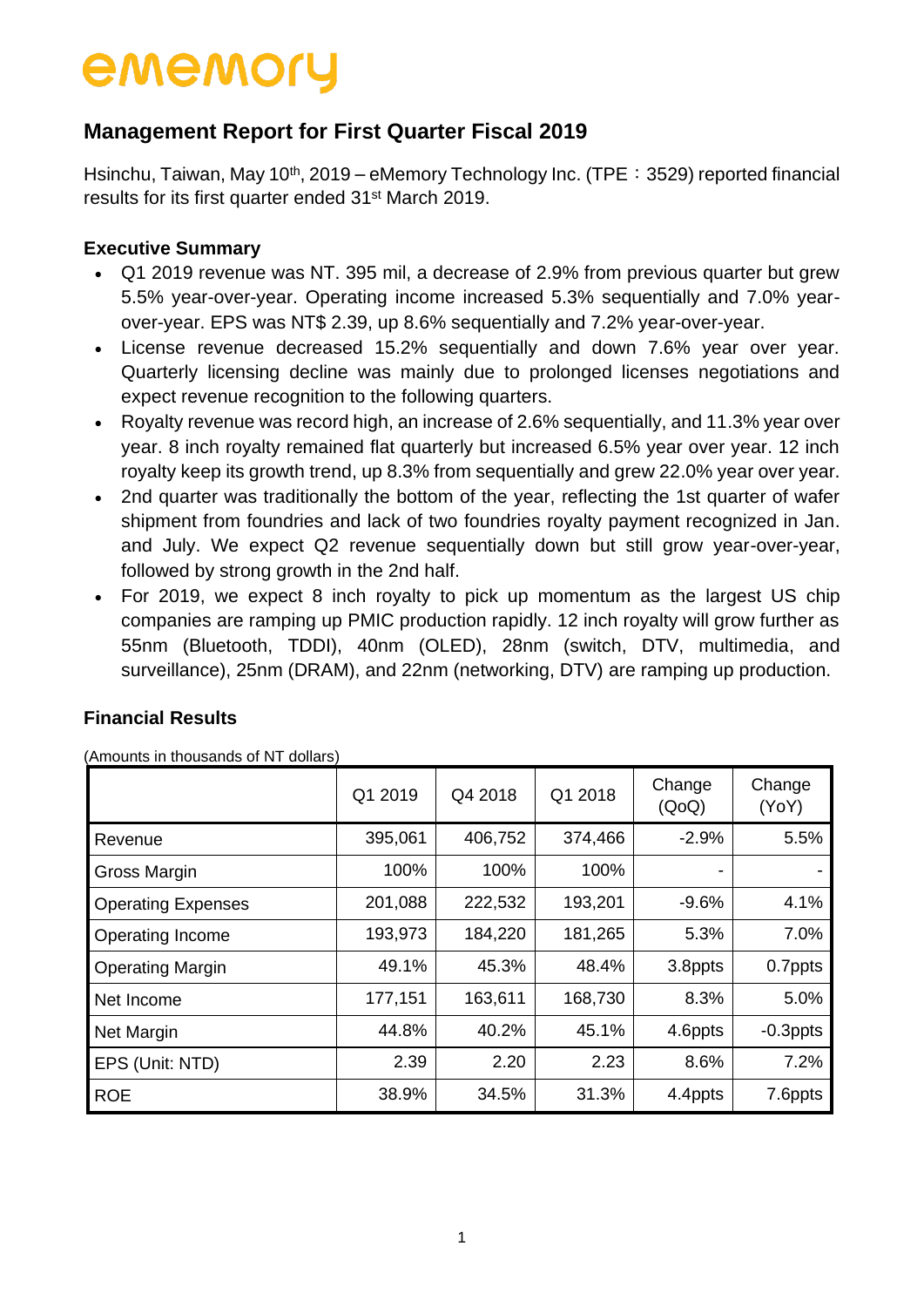ememory

# Management Report for First Quarter Fiscal 2019

Hsinchu, Taiwan, May 10th, 2019 – eMemory Technology Inc. (TPE：3529) reported financial results for its first quarter ended 31st March 2019.

### Executive Summary

- Q1 2019 revenue was NT. 395 mil, a decrease of 2.9% from previous quarter but grew 5.5% year-over-year. Operating income increased 5.3% sequentially and 7.0% year-over-year. EPS was NT$ 2.39, up 8.6% sequentially and 7.2% year-over-year.
- License revenue decreased 15.2% sequentially and down 7.6% year over year. Quarterly licensing decline was mainly due to prolonged licenses negotiations and expect revenue recognition to the following quarters.
- Royalty revenue was record high, an increase of 2.6% sequentially, and 11.3% year over year. 8 inch royalty remained flat quarterly but increased 6.5% year over year. 12 inch royalty keep its growth trend, up 8.3% from sequentially and grew 22.0% year over year.
- 2nd quarter was traditionally the bottom of the year, reflecting the 1st quarter of wafer shipment from foundries and lack of two foundries royalty payment recognized in Jan. and July. We expect Q2 revenue sequentially down but still grow year-over-year, followed by strong growth in the 2nd half.
- For 2019, we expect 8 inch royalty to pick up momentum as the largest US chip companies are ramping up PMIC production rapidly. 12 inch royalty will grow further as 55nm (Bluetooth, TDDI), 40nm (OLED), 28nm (switch, DTV, multimedia, and surveillance), 25nm (DRAM), and 22nm (networking, DTV) are ramping up production.

### Financial Results

(Amounts in thousands of NT dollars)

| | Q1 2019 | Q4 2018 | Q1 2018 | Change (QoQ) | Change (YoY) |
|---|---|---|---|---|---|
| Revenue | 395,061 | 406,752 | 374,466 | -2.9% | 5.5% |
| Gross Margin | 100% | 100% | 100% | - | - |
| Operating Expenses | 201,088 | 222,532 | 193,201 | -9.6% | 4.1% |
| Operating Income | 193,973 | 184,220 | 181,265 | 5.3% | 7.0% |
| Operating Margin | 49.1% | 45.3% | 48.4% | 3.8ppts | 0.7ppts |
| Net Income | 177,151 | 163,611 | 168,730 | 8.3% | 5.0% |
| Net Margin | 44.8% | 40.2% | 45.1% | 4.6ppts | -0.3ppts |
| EPS (Unit: NTD) | 2.39 | 2.20 | 2.23 | 8.6% | 7.2% |
| ROE | 38.9% | 34.5% | 31.3% | 4.4ppts | 7.6ppts |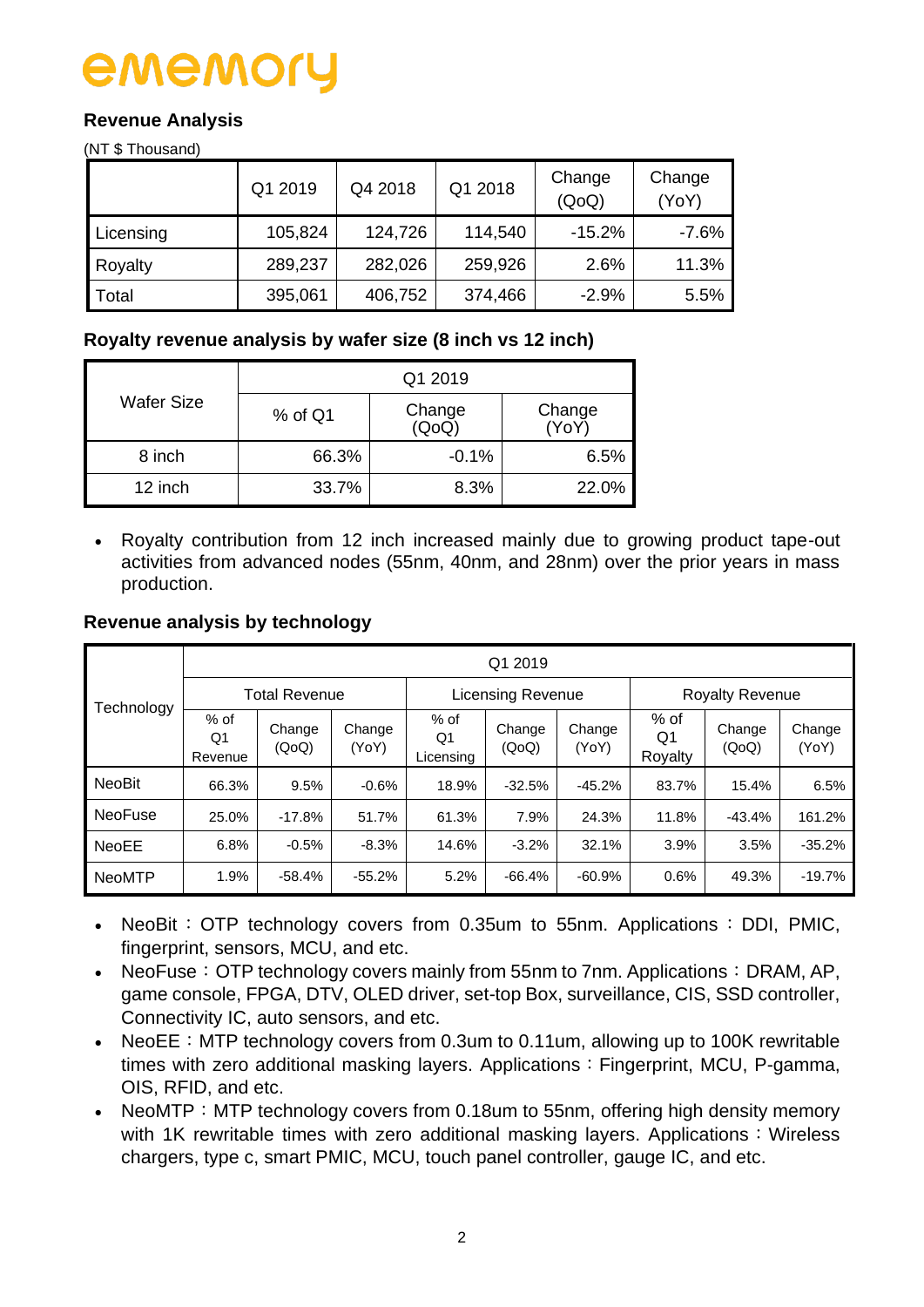ememory

## Revenue Analysis

(NT $ Thousand)

| | Q1 2019 | Q4 2018 | Q1 2018 | Change (QoQ) | Change (YoY) |
|---|---|---|---|---|---|
| Licensing | 105,824 | 124,726 | 114,540 | -15.2% | -7.6% |
| Royalty | 289,237 | 282,026 | 259,926 | 2.6% | 11.3% |
| Total | 395,061 | 406,752 | 374,466 | -2.9% | 5.5% |

### Royalty revenue analysis by wafer size (8 inch vs 12 inch)

| Wafer Size | Q1 2019 | | |
|---|---|---|---|
| | % of Q1 | Change (QoQ) | Change (YoY) |
| 8 inch | 66.3% | -0.1% | 6.5% |
| 12 inch | 33.7% | 8.3% | 22.0% |

- Royalty contribution from 12 inch increased mainly due to growing product tape-out activities from advanced nodes (55nm, 40nm, and 28nm) over the prior years in mass production.

### Revenue analysis by technology

| Technology | Q1 2019 | | | | | | | | |
|---|---|---|---|---|---|---|---|---|---|
| | Total Revenue | | | Licensing Revenue | | | Royalty Revenue | | |
| | % of Q1 Revenue | Change (QoQ) | Change (YoY) | % of Q1 Licensing | Change (QoQ) | Change (YoY) | % of Q1 Royalty | Change (QoQ) | Change (YoY) |
| NeoBit | 66.3% | 9.5% | -0.6% | 18.9% | -32.5% | -45.2% | 83.7% | 15.4% | 6.5% |
| NeoFuse | 25.0% | -17.8% | 51.7% | 61.3% | 7.9% | 24.3% | 11.8% | -43.4% | 161.2% |
| NeoEE | 6.8% | -0.5% | -8.3% | 14.6% | -3.2% | 32.1% | 3.9% | 3.5% | -35.2% |
| NeoMTP | 1.9% | -58.4% | -55.2% | 5.2% | -66.4% | -60.9% | 0.6% | 49.3% | -19.7% |

- NeoBit：OTP technology covers from 0.35um to 55nm. Applications：DDI, PMIC, fingerprint, sensors, MCU, and etc.
- NeoFuse：OTP technology covers mainly from 55nm to 7nm. Applications：DRAM, AP, game console, FPGA, DTV, OLED driver, set-top Box, surveillance, CIS, SSD controller, Connectivity IC, auto sensors, and etc.
- NeoEE：MTP technology covers from 0.3um to 0.11um, allowing up to 100K rewritable times with zero additional masking layers. Applications：Fingerprint, MCU, P-gamma, OIS, RFID, and etc.
- NeoMTP：MTP technology covers from 0.18um to 55nm, offering high density memory with 1K rewritable times with zero additional masking layers. Applications：Wireless chargers, type c, smart PMIC, MCU, touch panel controller, gauge IC, and etc.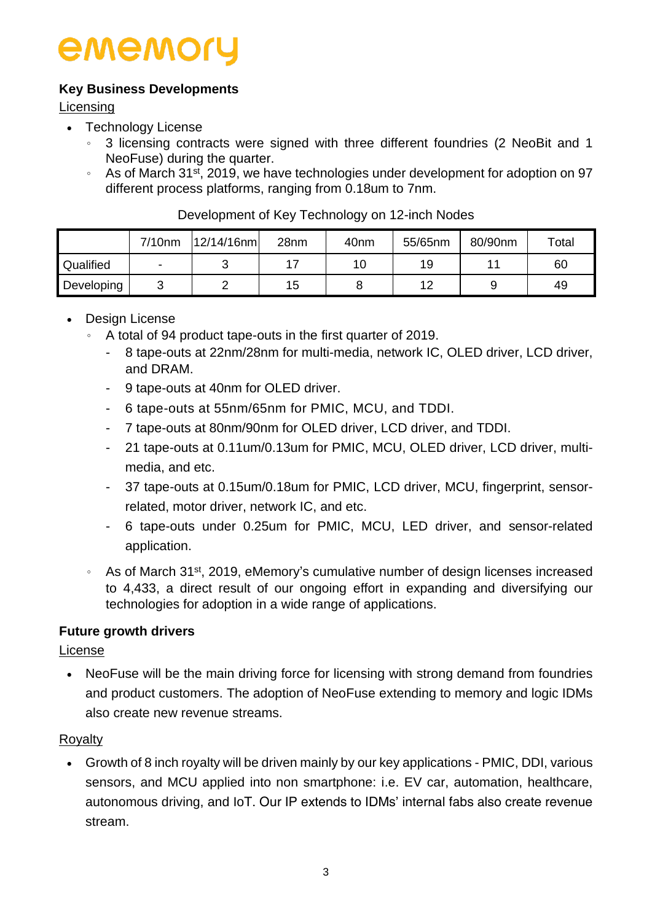**Key Business Developments**

Licensing

- Technology License
    - 3 licensing contracts were signed with three different foundries (2 NeoBit and 1 NeoFuse) during the quarter.
    - As of March 31st, 2019, we have technologies under development for adoption on 97 different process platforms, ranging from 0.18um to 7nm.

Development of Key Technology on 12-inch Nodes

| | 7/10nm | 12/14/16nm | 28nm | 40nm | 55/65nm | 80/90nm | Total |
|---|---|---|---|---|---|---|---|
| Qualified | - | 3 | 17 | 10 | 19 | 11 | 60 |
| Developing | 3 | 2 | 15 | 8 | 12 | 9 | 49 |

- Design License
    - A total of 94 product tape-outs in the first quarter of 2019.
        - 8 tape-outs at 22nm/28nm for multi-media, network IC, OLED driver, LCD driver, and DRAM.
        - 9 tape-outs at 40nm for OLED driver.
        - 6 tape-outs at 55nm/65nm for PMIC, MCU, and TDDI.
        - 7 tape-outs at 80nm/90nm for OLED driver, LCD driver, and TDDI.
        - 21 tape-outs at 0.11um/0.13um for PMIC, MCU, OLED driver, LCD driver, multi-media, and etc.
        - 37 tape-outs at 0.15um/0.18um for PMIC, LCD driver, MCU, fingerprint, sensor-related, motor driver, network IC, and etc.
        - 6 tape-outs under 0.25um for PMIC, MCU, LED driver, and sensor-related application.
    - As of March 31st, 2019, eMemory's cumulative number of design licenses increased to 4,433, a direct result of our ongoing effort in expanding and diversifying our technologies for adoption in a wide range of applications.

**Future growth drivers**

License

- NeoFuse will be the main driving force for licensing with strong demand from foundries and product customers. The adoption of NeoFuse extending to memory and logic IDMs also create new revenue streams.

Royalty

- Growth of 8 inch royalty will be driven mainly by our key applications - PMIC, DDI, various sensors, and MCU applied into non smartphone: i.e. EV car, automation, healthcare, autonomous driving, and IoT. Our IP extends to IDMs' internal fabs also create revenue stream.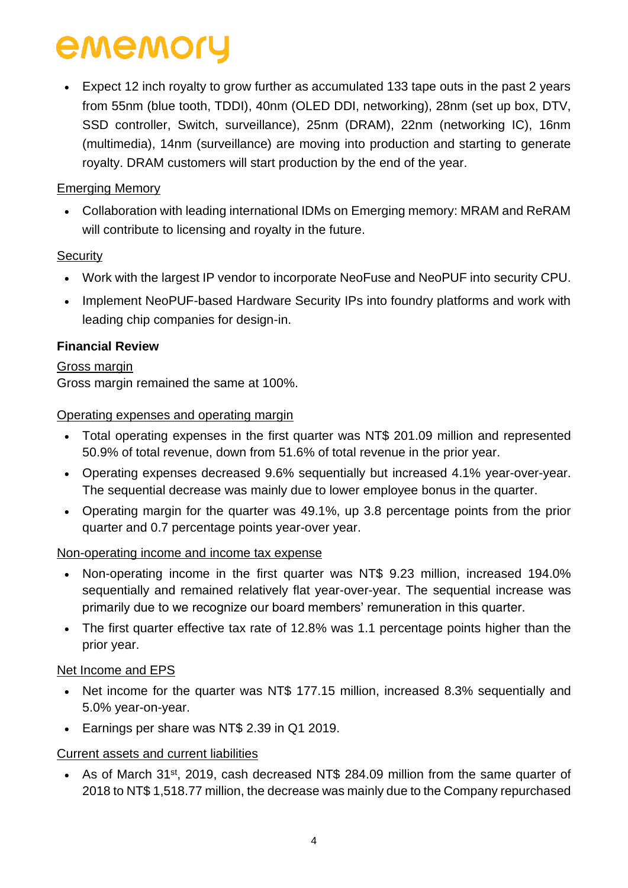- Expect 12 inch royalty to grow further as accumulated 133 tape outs in the past 2 years from 55nm (blue tooth, TDDI), 40nm (OLED DDI, networking), 28nm (set up box, DTV, SSD controller, Switch, surveillance), 25nm (DRAM), 22nm (networking IC), 16nm (multimedia), 14nm (surveillance) are moving into production and starting to generate royalty. DRAM customers will start production by the end of the year.

Emerging Memory

- Collaboration with leading international IDMs on Emerging memory: MRAM and ReRAM will contribute to licensing and royalty in the future.

Security

- Work with the largest IP vendor to incorporate NeoFuse and NeoPUF into security CPU.
- Implement NeoPUF-based Hardware Security IPs into foundry platforms and work with leading chip companies for design-in.

**Financial Review**

Gross margin

Gross margin remained the same at 100%.

Operating expenses and operating margin

- Total operating expenses in the first quarter was NT$ 201.09 million and represented 50.9% of total revenue, down from 51.6% of total revenue in the prior year.
- Operating expenses decreased 9.6% sequentially but increased 4.1% year-over-year. The sequential decrease was mainly due to lower employee bonus in the quarter.
- Operating margin for the quarter was 49.1%, up 3.8 percentage points from the prior quarter and 0.7 percentage points year-over year.

Non-operating income and income tax expense

- Non-operating income in the first quarter was NT$ 9.23 million, increased 194.0% sequentially and remained relatively flat year-over-year. The sequential increase was primarily due to we recognize our board members' remuneration in this quarter.
- The first quarter effective tax rate of 12.8% was 1.1 percentage points higher than the prior year.

Net Income and EPS

- Net income for the quarter was NT$ 177.15 million, increased 8.3% sequentially and 5.0% year-on-year.
- Earnings per share was NT$ 2.39 in Q1 2019.

Current assets and current liabilities

- As of March 31st, 2019, cash decreased NT$ 284.09 million from the same quarter of 2018 to NT$ 1,518.77 million, the decrease was mainly due to the Company repurchased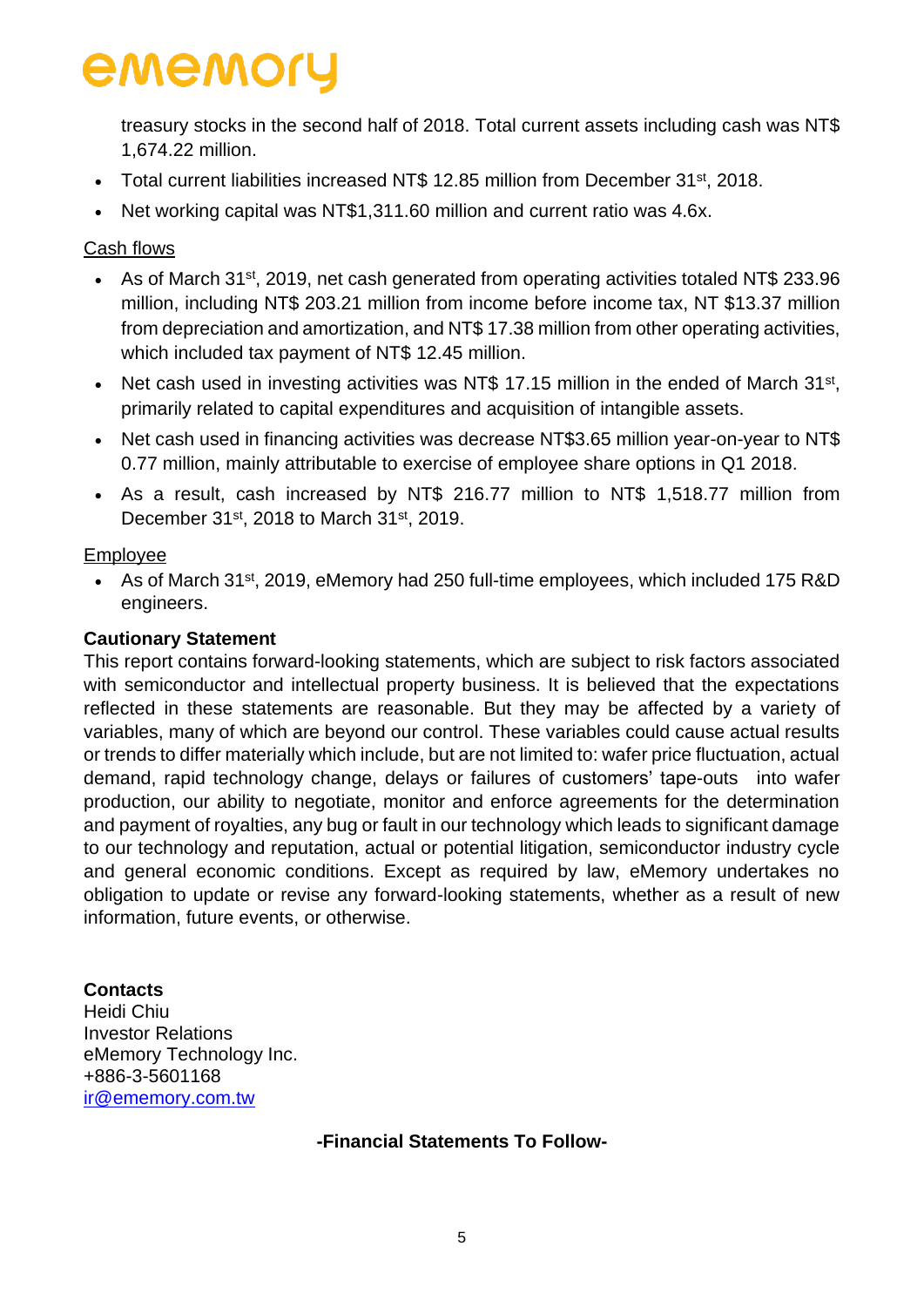treasury stocks in the second half of 2018. Total current assets including cash was NT$ 1,674.22 million.

- Total current liabilities increased NT$ 12.85 million from December 31st, 2018.
- Net working capital was NT$1,311.60 million and current ratio was 4.6x.

Cash flows

- As of March 31st, 2019, net cash generated from operating activities totaled NT$ 233.96 million, including NT$ 203.21 million from income before income tax, NT $13.37 million from depreciation and amortization, and NT$ 17.38 million from other operating activities, which included tax payment of NT$ 12.45 million.
- Net cash used in investing activities was NT$ 17.15 million in the ended of March 31st, primarily related to capital expenditures and acquisition of intangible assets.
- Net cash used in financing activities was decrease NT$3.65 million year-on-year to NT$ 0.77 million, mainly attributable to exercise of employee share options in Q1 2018.
- As a result, cash increased by NT$ 216.77 million to NT$ 1,518.77 million from December 31st, 2018 to March 31st, 2019.

Employee

- As of March 31st, 2019, eMemory had 250 full-time employees, which included 175 R&D engineers.

**Cautionary Statement**

This report contains forward-looking statements, which are subject to risk factors associated with semiconductor and intellectual property business. It is believed that the expectations reflected in these statements are reasonable. But they may be affected by a variety of variables, many of which are beyond our control. These variables could cause actual results or trends to differ materially which include, but are not limited to: wafer price fluctuation, actual demand, rapid technology change, delays or failures of customers' tape-outs into wafer production, our ability to negotiate, monitor and enforce agreements for the determination and payment of royalties, any bug or fault in our technology which leads to significant damage to our technology and reputation, actual or potential litigation, semiconductor industry cycle and general economic conditions. Except as required by law, eMemory undertakes no obligation to update or revise any forward-looking statements, whether as a result of new information, future events, or otherwise.

**Contacts**
Heidi Chiu
Investor Relations
eMemory Technology Inc.
+886-3-5601168
ir@ememory.com.tw

**-Financial Statements To Follow-**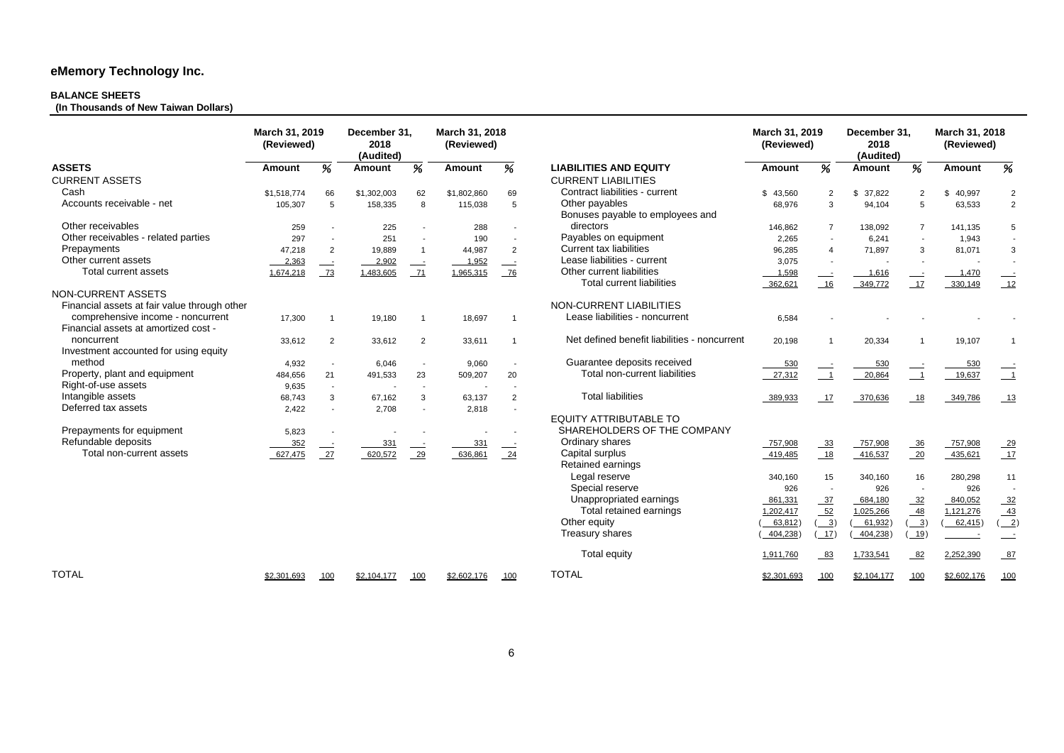# eMemory Technology Inc.

**BALANCE SHEETS**
**(In Thousands of New Taiwan Dollars)**

| | March 31, 2019 (Reviewed) | | December 31, 2018 (Audited) | | March 31, 2018 (Reviewed) | |
|---|---|---|---|---|---|---|
| **ASSETS** | **Amount** | **%** | **Amount** | **%** | **Amount** | **%** |
| CURRENT ASSETS | | | | | | |
| Cash | $1,518,774 | 66 | $1,302,003 | 62 | $1,802,860 | 69 |
| Accounts receivable - net | 105,307 | 5 | 158,335 | 8 | 115,038 | 5 |
| Other receivables | 259 | - | 225 | - | 288 | - |
| Other receivables - related parties | 297 | - | 251 | - | 190 | - |
| Prepayments | 47,218 | 2 | 19,889 | 1 | 44,987 | 2 |
| Other current assets | 2,363 | - | 2,902 | - | 1,952 | - |
| Total current assets | 1,674,218 | 73 | 1,483,605 | 71 | 1,965,315 | 76 |
| NON-CURRENT ASSETS | | | | | | |
| Financial assets at fair value through other comprehensive income - noncurrent | 17,300 | 1 | 19,180 | 1 | 18,697 | 1 |
| Financial assets at amortized cost - noncurrent | 33,612 | 2 | 33,612 | 2 | 33,611 | 1 |
| Investment accounted for using equity method | 4,932 | - | 6,046 | - | 9,060 | - |
| Property, plant and equipment | 484,656 | 21 | 491,533 | 23 | 509,207 | 20 |
| Right-of-use assets | 9,635 | - | - | - | - | - |
| Intangible assets | 68,743 | 3 | 67,162 | 3 | 63,137 | 2 |
| Deferred tax assets | 2,422 | - | 2,708 | - | 2,818 | - |
| Prepayments for equipment | 5,823 | - | - | - | - | - |
| Refundable deposits | 352 | - | 331 | - | 331 | - |
| Total non-current assets | 627,475 | 27 | 620,572 | 29 | 636,861 | 24 |
| TOTAL | $2,301,693 | 100 | $2,104,177 | 100 | $2,602,176 | 100 |

| | March 31, 2019 (Reviewed) | | December 31, 2018 (Audited) | | March 31, 2018 (Reviewed) | |
|---|---|---|---|---|---|---|
| **LIABILITIES AND EQUITY** | **Amount** | **%** | **Amount** | **%** | **Amount** | **%** |
| CURRENT LIABILITIES | | | | | | |
| Contract liabilities - current | $ 43,560 | 2 | $ 37,822 | 2 | $ 40,997 | 2 |
| Other payables | 68,976 | 3 | 94,104 | 5 | 63,533 | 2 |
| Bonuses payable to employees and directors | 146,862 | 7 | 138,092 | 7 | 141,135 | 5 |
| Payables on equipment | 2,265 | - | 6,241 | - | 1,943 | - |
| Current tax liabilities | 96,285 | 4 | 71,897 | 3 | 81,071 | 3 |
| Lease liabilities - current | 3,075 | - | - | - | - | - |
| Other current liabilities | 1,598 | - | 1,616 | - | 1,470 | - |
| Total current liabilities | 362,621 | 16 | 349,772 | 17 | 330,149 | 12 |
| NON-CURRENT LIABILITIES | | | | | | |
| Lease liabilities - noncurrent | 6,584 | - | - | - | - | - |
| Net defined benefit liabilities - noncurrent | 20,198 | 1 | 20,334 | 1 | 19,107 | 1 |
| Guarantee deposits received | 530 | - | 530 | - | 530 | - |
| Total non-current liabilities | 27,312 | 1 | 20,864 | 1 | 19,637 | 1 |
| Total liabilities | 389,933 | 17 | 370,636 | 18 | 349,786 | 13 |
| EQUITY ATTRIBUTABLE TO SHAREHOLDERS OF THE COMPANY | | | | | | |
| Ordinary shares | 757,908 | 33 | 757,908 | 36 | 757,908 | 29 |
| Capital surplus | 419,485 | 18 | 416,537 | 20 | 435,621 | 17 |
| Retained earnings | | | | | | |
| Legal reserve | 340,160 | 15 | 340,160 | 16 | 280,298 | 11 |
| Special reserve | 926 | - | 926 | - | 926 | - |
| Unappropriated earnings | 861,331 | 37 | 684,180 | 32 | 840,052 | 32 |
| Total retained earnings | 1,202,417 | 52 | 1,025,266 | 48 | 1,121,276 | 43 |
| Other equity | ( 63,812) | ( 3) | ( 61,932) | ( 3) | ( 62,415) | ( 2) |
| Treasury shares | ( 404,238) | ( 17) | ( 404,238) | ( 19) | - | - |
| Total equity | 1,911,760 | 83 | 1,733,541 | 82 | 2,252,390 | 87 |
| TOTAL | $2,301,693 | 100 | $2,104,177 | 100 | $2,602,176 | 100 |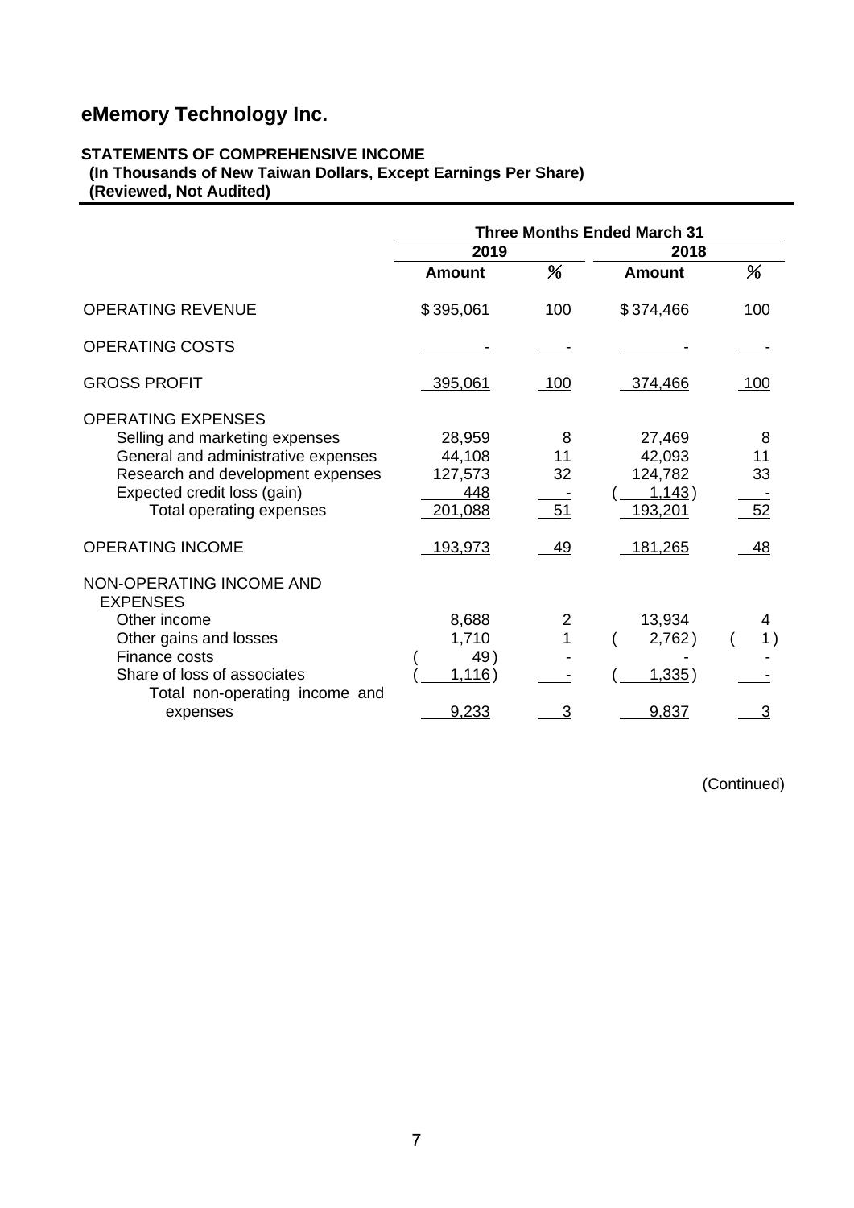# eMemory Technology Inc.

**STATEMENTS OF COMPREHENSIVE INCOME**
**(In Thousands of New Taiwan Dollars, Except Earnings Per Share)**
**(Reviewed, Not Audited)**

| | Three Months Ended March 31 | | | |
|---|---|---|---|---|
| | 2019 | | 2018 | |
| | Amount | % | Amount | % |
| OPERATING REVENUE | $ 395,061 | 100 | $ 374,466 | 100 |
| OPERATING COSTS | - | - | - | - |
| GROSS PROFIT | 395,061 | 100 | 374,466 | 100 |
| OPERATING EXPENSES | | | | |
| Selling and marketing expenses | 28,959 | 8 | 27,469 | 8 |
| General and administrative expenses | 44,108 | 11 | 42,093 | 11 |
| Research and development expenses | 127,573 | 32 | 124,782 | 33 |
| Expected credit loss (gain) | 448 | - | ( 1,143 ) | - |
| Total operating expenses | 201,088 | 51 | 193,201 | 52 |
| OPERATING INCOME | 193,973 | 49 | 181,265 | 48 |
| NON-OPERATING INCOME AND EXPENSES | | | | |
| Other income | 8,688 | 2 | 13,934 | 4 |
| Other gains and losses | 1,710 | 1 | ( 2,762 ) | ( 1 ) |
| Finance costs | ( 49 ) | - | - | - |
| Share of loss of associates | ( 1,116 ) | - | ( 1,335 ) | - |
| Total non-operating income and expenses | 9,233 | 3 | 9,837 | 3 |

(Continued)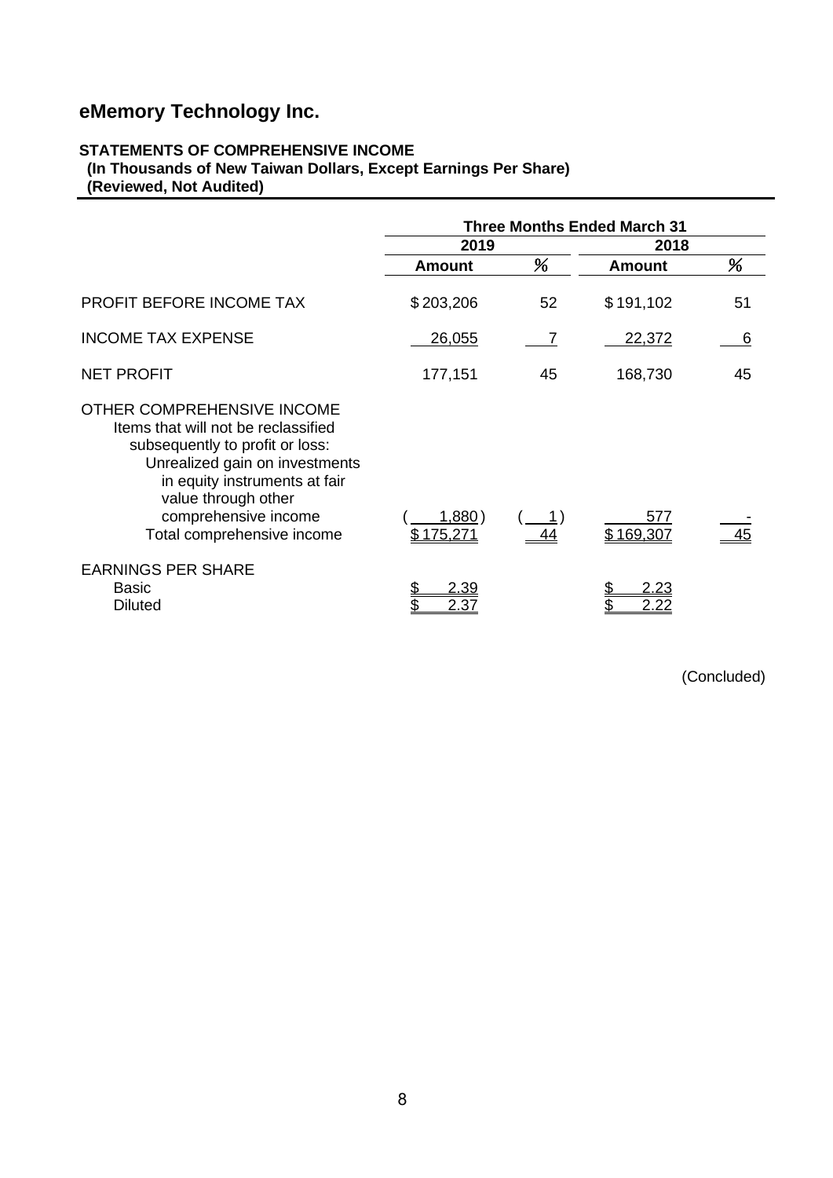# eMemory Technology Inc.

**STATEMENTS OF COMPREHENSIVE INCOME**
**(In Thousands of New Taiwan Dollars, Except Earnings Per Share)**
**(Reviewed, Not Audited)**

| | Three Months Ended March 31 | | | |
|---|---|---|---|---|
| | 2019 | | 2018 | |
| | Amount | % | Amount | % |
| PROFIT BEFORE INCOME TAX | $ 203,206 | 52 | $ 191,102 | 51 |
| INCOME TAX EXPENSE | 26,055 | 7 | 22,372 | 6 |
| NET PROFIT | 177,151 | 45 | 168,730 | 45 |
| OTHER COMPREHENSIVE INCOME | | | | |
| Items that will not be reclassified subsequently to profit or loss: | | | | |
| Unrealized gain on investments in equity instruments at fair value through other comprehensive income | ( 1,880 ) | ( 1 ) | 577 | - |
| Total comprehensive income | $ 175,271 | 44 | $ 169,307 | 45 |
| EARNINGS PER SHARE | | | | |
| Basic | $ 2.39 | | $ 2.23 | |
| Diluted | $ 2.37 | | $ 2.22 | |

(Concluded)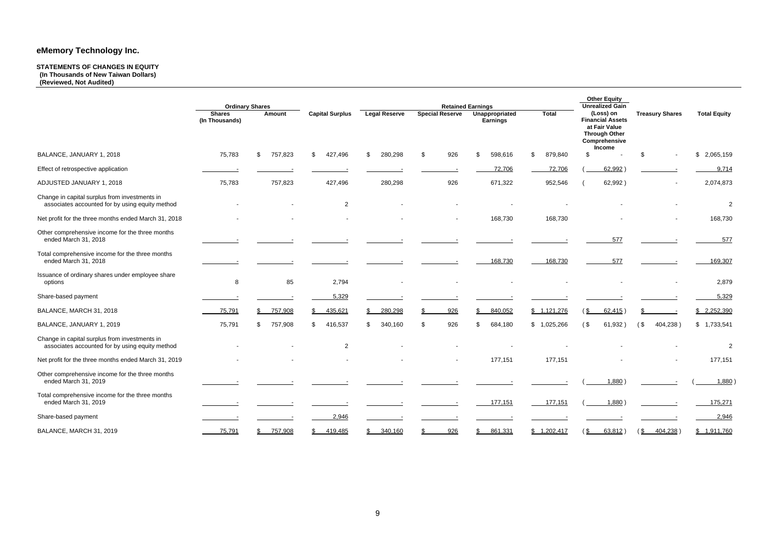## eMemory Technology Inc.

**STATEMENTS OF CHANGES IN EQUITY**
**(In Thousands of New Taiwan Dollars)**
**(Reviewed, Not Audited)**

| | Ordinary Shares | | | Retained Earnings | | | | Other Equity | | |
|---|---|---|---|---|---|---|---|---|---|---|
| | Shares (In Thousands) | Amount | Capital Surplus | Legal Reserve | Special Reserve | Unappropriated Earnings | Total | Unrealized Gain (Loss) on Financial Assets at Fair Value Through Other Comprehensive Income | Treasury Shares | Total Equity |
| BALANCE, JANUARY 1, 2018 | 75,783 | $ 757,823 | $ 427,496 | $ 280,298 | $ 926 | $ 598,616 | $ 879,840 | $ - | $ - | $ 2,065,159 |
| Effect of retrospective application | - | - | - | - | - | 72,706 | 72,706 | ( 62,992 ) | - | 9,714 |
| ADJUSTED JANUARY 1, 2018 | 75,783 | 757,823 | 427,496 | 280,298 | 926 | 671,322 | 952,546 | ( 62,992 ) | - | 2,074,873 |
| Change in capital surplus from investments in associates accounted for by using equity method | - | - | 2 | - | - | - | - | - | - | 2 |
| Net profit for the three months ended March 31, 2018 | - | - | - | - | - | 168,730 | 168,730 | - | - | 168,730 |
| Other comprehensive income for the three months ended March 31, 2018 | - | - | - | - | - | - | - | 577 | - | 577 |
| Total comprehensive income for the three months ended March 31, 2018 | - | - | - | - | - | 168,730 | 168,730 | 577 | - | 169,307 |
| Issuance of ordinary shares under employee share options | 8 | 85 | 2,794 | - | - | - | - | - | - | 2,879 |
| Share-based payment | - | - | 5,329 | - | - | - | - | - | - | 5,329 |
| BALANCE, MARCH 31, 2018 | 75,791 | $ 757,908 | $ 435,621 | $ 280,298 | $ 926 | $ 840,052 | $ 1,121,276 | ( $ 62,415 ) | $ - | $ 2,252,390 |
| BALANCE, JANUARY 1, 2019 | 75,791 | $ 757,908 | $ 416,537 | $ 340,160 | $ 926 | $ 684,180 | $ 1,025,266 | ( $ 61,932 ) | ( $ 404,238 ) | $ 1,733,541 |
| Change in capital surplus from investments in associates accounted for by using equity method | - | - | 2 | - | - | - | - | - | - | 2 |
| Net profit for the three months ended March 31, 2019 | - | - | - | - | - | 177,151 | 177,151 | - | - | 177,151 |
| Other comprehensive income for the three months ended March 31, 2019 | - | - | - | - | - | - | - | ( 1,880 ) | - | ( 1,880 ) |
| Total comprehensive income for the three months ended March 31, 2019 | - | - | - | - | - | 177,151 | 177,151 | ( 1,880 ) | - | 175,271 |
| Share-based payment | - | - | 2,946 | - | - | - | - | - | - | 2,946 |
| BALANCE, MARCH 31, 2019 | 75,791 | $ 757,908 | $ 419,485 | $ 340,160 | $ 926 | $ 861,331 | $ 1,202,417 | ( $ 63,812 ) | ( $ 404,238 ) | $ 1,911,760 |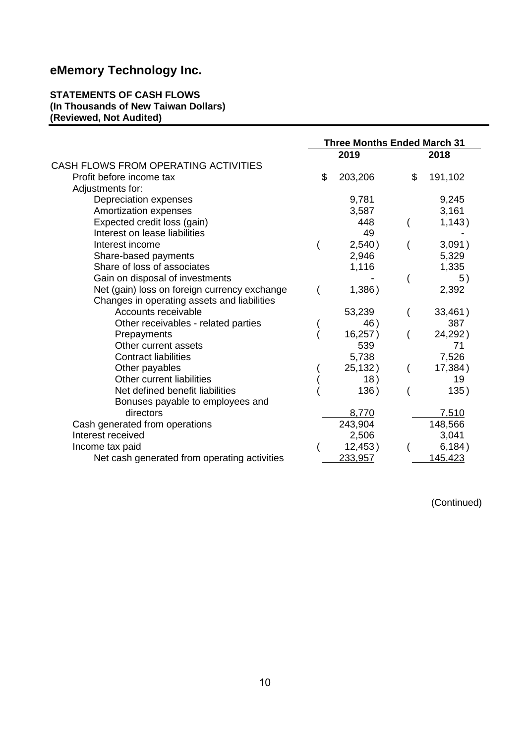# eMemory Technology Inc.

**STATEMENTS OF CASH FLOWS**
**(In Thousands of New Taiwan Dollars)**
**(Reviewed, Not Audited)**

| | Three Months Ended March 31 | |
|---|---|---|
| | 2019 | 2018 |
| CASH FLOWS FROM OPERATING ACTIVITIES | | |
| Profit before income tax | $ 203,206 | $ 191,102 |
| Adjustments for: | | |
| Depreciation expenses | 9,781 | 9,245 |
| Amortization expenses | 3,587 | 3,161 |
| Expected credit loss (gain) | 448 | ( 1,143 ) |
| Interest on lease liabilities | 49 | - |
| Interest income | ( 2,540 ) | ( 3,091 ) |
| Share-based payments | 2,946 | 5,329 |
| Share of loss of associates | 1,116 | 1,335 |
| Gain on disposal of investments | - | ( 5 ) |
| Net (gain) loss on foreign currency exchange | ( 1,386 ) | 2,392 |
| Changes in operating assets and liabilities | | |
| Accounts receivable | 53,239 | ( 33,461 ) |
| Other receivables - related parties | ( 46 ) | 387 |
| Prepayments | ( 16,257 ) | ( 24,292 ) |
| Other current assets | 539 | 71 |
| Contract liabilities | 5,738 | 7,526 |
| Other payables | ( 25,132 ) | ( 17,384 ) |
| Other current liabilities | ( 18 ) | 19 |
| Net defined benefit liabilities | ( 136 ) | ( 135 ) |
| Bonuses payable to employees and directors | 8,770 | 7,510 |
| Cash generated from operations | 243,904 | 148,566 |
| Interest received | 2,506 | 3,041 |
| Income tax paid | ( 12,453 ) | ( 6,184 ) |
| Net cash generated from operating activities | 233,957 | 145,423 |

(Continued)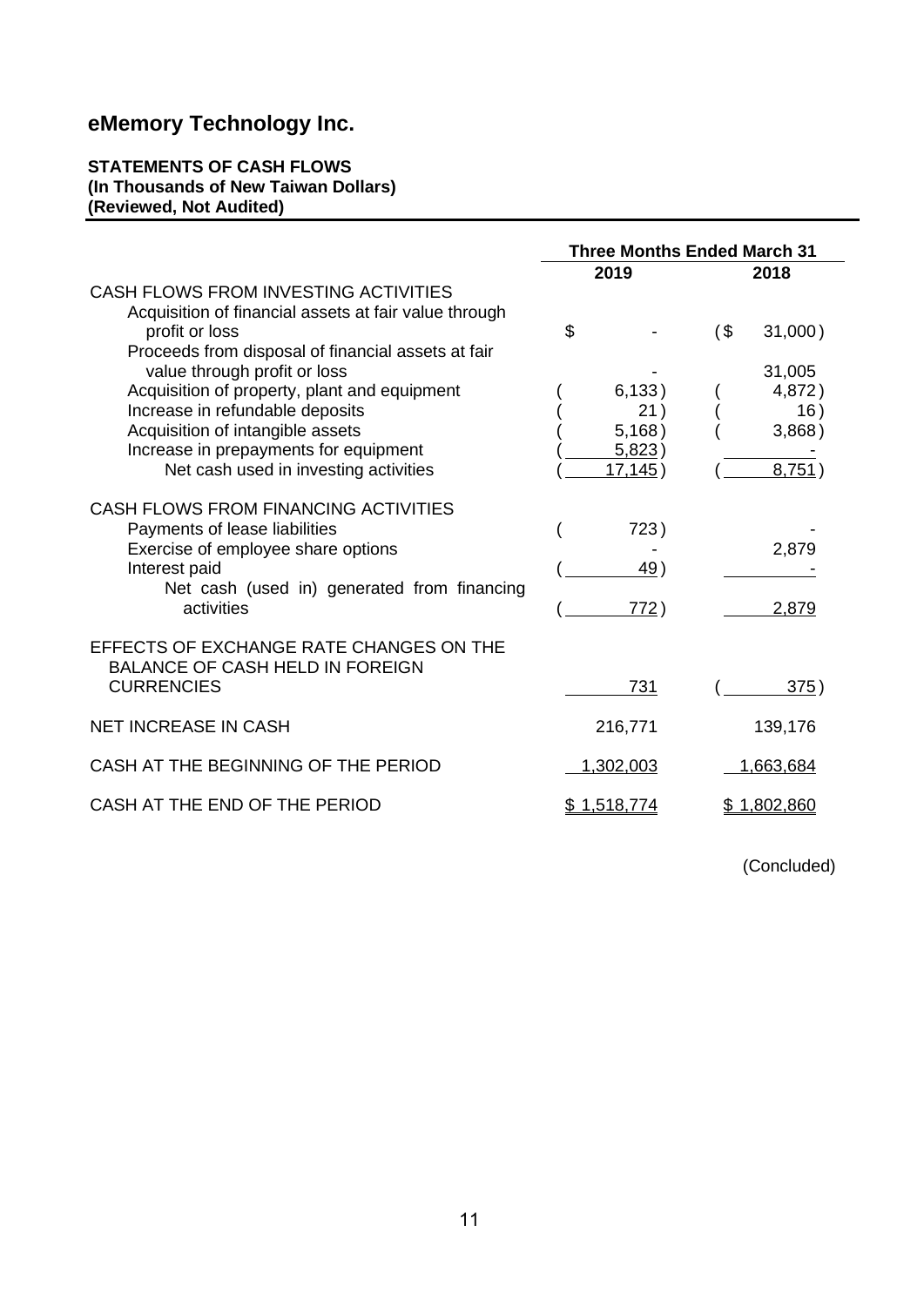# eMemory Technology Inc.

**STATEMENTS OF CASH FLOWS**
**(In Thousands of New Taiwan Dollars)**
**(Reviewed, Not Audited)**

| | Three Months Ended March 31 | |
|---|---|---|
| | 2019 | 2018 |
| CASH FLOWS FROM INVESTING ACTIVITIES | | |
| Acquisition of financial assets at fair value through profit or loss | $ - | ($ 31,000) |
| Proceeds from disposal of financial assets at fair value through profit or loss | - | 31,005 |
| Acquisition of property, plant and equipment | ( 6,133) | ( 4,872) |
| Increase in refundable deposits | ( 21) | ( 16) |
| Acquisition of intangible assets | ( 5,168) | ( 3,868) |
| Increase in prepayments for equipment | ( 5,823) | - |
| Net cash used in investing activities | ( 17,145) | ( 8,751) |
| CASH FLOWS FROM FINANCING ACTIVITIES | | |
| Payments of lease liabilities | ( 723) | - |
| Exercise of employee share options | - | 2,879 |
| Interest paid | ( 49) | - |
| Net cash (used in) generated from financing activities | ( 772) | 2,879 |
| EFFECTS OF EXCHANGE RATE CHANGES ON THE BALANCE OF CASH HELD IN FOREIGN CURRENCIES | 731 | ( 375) |
| NET INCREASE IN CASH | 216,771 | 139,176 |
| CASH AT THE BEGINNING OF THE PERIOD | 1,302,003 | 1,663,684 |
| CASH AT THE END OF THE PERIOD | $ 1,518,774 | $ 1,802,860 |

(Concluded)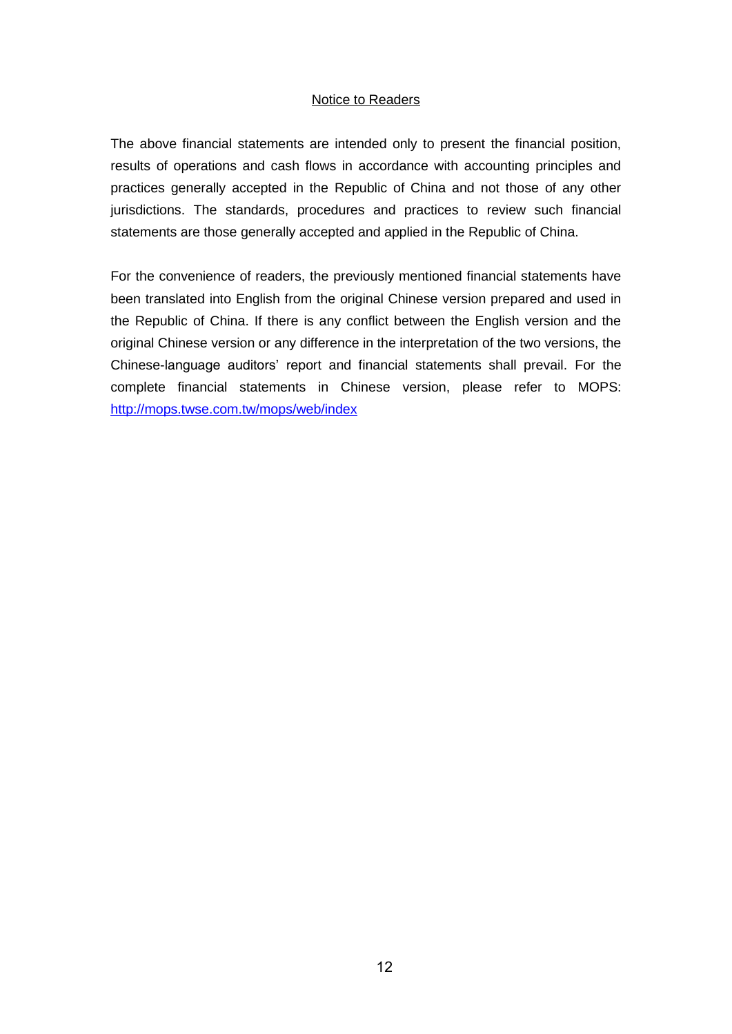## Notice to Readers

The above financial statements are intended only to present the financial position, results of operations and cash flows in accordance with accounting principles and practices generally accepted in the Republic of China and not those of any other jurisdictions. The standards, procedures and practices to review such financial statements are those generally accepted and applied in the Republic of China.

For the convenience of readers, the previously mentioned financial statements have been translated into English from the original Chinese version prepared and used in the Republic of China. If there is any conflict between the English version and the original Chinese version or any difference in the interpretation of the two versions, the Chinese-language auditors' report and financial statements shall prevail. For the complete financial statements in Chinese version, please refer to MOPS: [http://mops.twse.com.tw/mops/web/index](http://mops.twse.com.tw/mops/web/index)